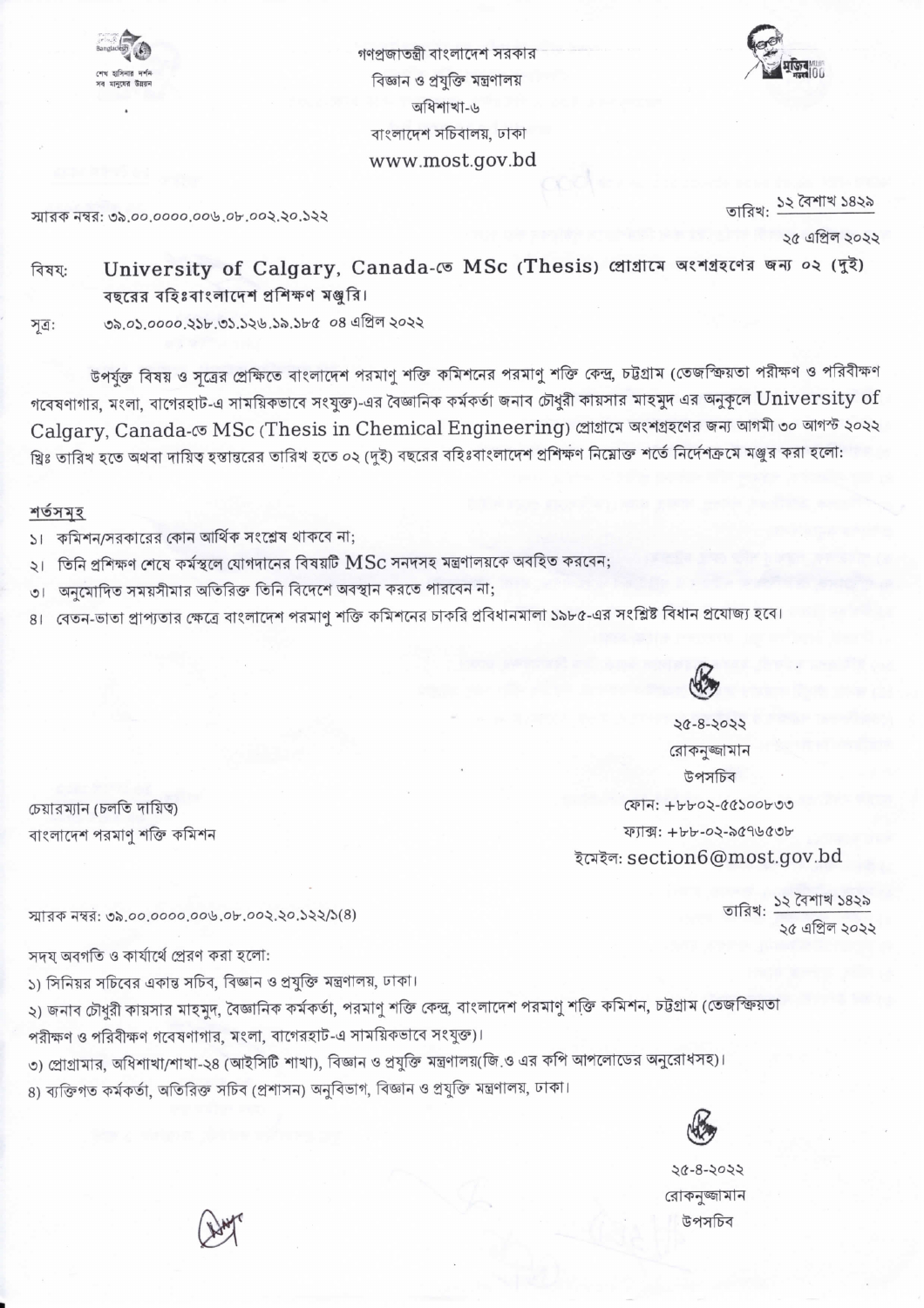গণপ্রজাতন্ত্রী বাংলাদেশ সরকার
বিজ্ঞান ও প্রযুক্তি মন্ত্রণালয়
অধিশাখা-৬
বাংলাদেশ সচিবালয়, ঢাকা
www.most.gov.bd

স্মারক নম্বর: ৩৯.০০.০০০০.০০৬.০৮.০০২.২০.১২২

তারিখ: ১২ বৈশাখ ১৪২৯
২৫ এপ্রিল ২০২২

বিষয়: **University of Calgary, Canada-তে MSc (Thesis) প্রোগ্রামে অংশগ্রহণের জন্য ০২ (দুই) বছরের বহিঃবাংলাদেশ প্রশিক্ষণ মঞ্জুরি।**

সূত্র: ৩৯.০১.০০০০.২১৮.৩১.১২৬.১৯.১৮৫ ০৪ এপ্রিল ২০২২

উপর্যুক্ত বিষয় ও সূত্রের প্রেক্ষিতে বাংলাদেশ পরমাণু শক্তি কমিশনের পরমাণু শক্তি কেন্দ্র, চট্টগ্রাম (তেজস্ক্রিয়তা পরীক্ষণ ও পরিবীক্ষণ গবেষণাগার, মংলা, বাগেরহাট-এ সাময়িকভাবে সংযুক্ত)-এর বৈজ্ঞানিক কর্মকর্তা জনাব চৌধুরী কায়সার মাহমুদ এর অনুকূলে University of Calgary, Canada-তে MSc (Thesis in Chemical Engineering) প্রোগ্রামে অংশগ্রহণের জন্য আগামী ৩০ আগস্ট ২০২২ খ্রিঃ তারিখ হতে অথবা দায়িত্ব হস্তান্তরের তারিখ হতে ০২ (দুই) বছরের বহিঃবাংলাদেশ প্রশিক্ষণ নিম্নোক্ত শর্তে নির্দেশক্রমে মঞ্জুর করা হলো:

**শর্তসমূহ**

১। কমিশন/সরকারের কোন আর্থিক সংশ্লেষ থাকবে না;
২। তিনি প্রশিক্ষণ শেষে কর্মস্থলে যোগদানের বিষয়টি MSc সনদসহ মন্ত্রণালয়কে অবহিত করবেন;
৩। অনুমোদিত সময়সীমার অতিরিক্ত তিনি বিদেশে অবস্থান করতে পারবেন না;
৪। বেতন-ভাতা প্রাপ্যতার ক্ষেত্রে বাংলাদেশ পরমাণু শক্তি কমিশনের চাকরি প্রবিধানমালা ১৯৮৫-এর সংশ্লিষ্ট বিধান প্রযোজ্য হবে।

২৫-৪-২০২২
রোকনুজ্জামান
উপসচিব
ফোন: +৮৮০২-৫৫১০০৮৩৩
ফ্যাক্স: +৮৮-০২-৯৫৭৬৫৩৮
ইমেইল: section6@most.gov.bd

চেয়ারম্যান (চলতি দায়িত্ব)
বাংলাদেশ পরমাণু শক্তি কমিশন

স্মারক নম্বর: ৩৯.০০.০০০০.০০৬.০৮.০০২.২০.১২২/১(৪)

তারিখ: ১২ বৈশাখ ১৪২৯
২৫ এপ্রিল ২০২২

সদয় অবগতি ও কার্যার্থে প্রেরণ করা হলো:

১) সিনিয়র সচিবের একান্ত সচিব, বিজ্ঞান ও প্রযুক্তি মন্ত্রণালয়, ঢাকা।
২) জনাব চৌধুরী কায়সার মাহমুদ, বৈজ্ঞানিক কর্মকর্তা, পরমাণু শক্তি কেন্দ্র, বাংলাদেশ পরমাণু শক্তি কমিশন, চট্টগ্রাম (তেজস্ক্রিয়তা পরীক্ষণ ও পরিবীক্ষণ গবেষণাগার, মংলা, বাগেরহাট-এ সাময়িকভাবে সংযুক্ত)।
৩) প্রোগ্রামার, অধিশাখা/শাখা-২৪ (আইসিটি শাখা), বিজ্ঞান ও প্রযুক্তি মন্ত্রণালয়(জি.ও এর কপি আপলোডের অনুরোধসহ)।
৪) ব্যক্তিগত কর্মকর্তা, অতিরিক্ত সচিব (প্রশাসন) অনুবিভাগ, বিজ্ঞান ও প্রযুক্তি মন্ত্রণালয়, ঢাকা।

২৫-৪-২০২২
রোকনুজ্জামান
উপসচিব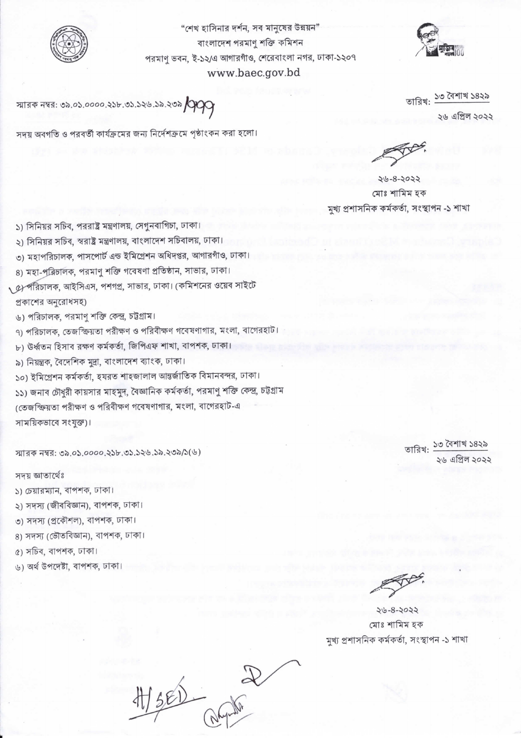"শেখ হাসিনার দর্শন, সব মানুষের উন্নয়ন"

বাংলাদেশ পরমাণু শক্তি কমিশন

পরমাণু ভবন, ই-১২/এ আগারগাঁও, শেরেবাংলা নগর, ঢাকা-১২০৭

www.baec.gov.bd

স্মারক নম্বর: ৩৯.০১.০০০০.২১৮.৩১.১২৬.১৯.২৩৯/999

তারিখ: ১৩ বৈশাখ ১৪২৯
২৬ এপ্রিল ২০২২

সদয় অবগতি ও পরবর্তী কার্যক্রমের জন্য নির্দেশক্রমে পৃষ্ঠাংকন করা হলো।

২৬-৪-২০২২
মোঃ শামিম হক
মুখ্য প্রশাসনিক কর্মকর্তা, সংস্থাপন -১ শাখা

১) সিনিয়র সচিব, পররাষ্ট্র মন্ত্রণালয়, সেগুনবাগিচা, ঢাকা।
২) সিনিয়র সচিব, স্বরাষ্ট্র মন্ত্রণালয়, বাংলাদেশ সচিবালয়, ঢাকা।
৩) মহাপরিচালক, পাসপোর্ট এন্ড ইমিগ্রেশন অধিদপ্তর, আগারগাঁও, ঢাকা।
৪) মহা-পরিচালক, পরমাণু শক্তি গবেষণা প্রতিষ্ঠান, সাভার, ঢাকা।
৫) পরিচালক, আইসিএস, পশগপ্র, সাভার, ঢাকা। (কমিশনের ওয়েব সাইটে প্রকাশের অনুরোধসহ)
৬) পরিচালক, পরমাণু শক্তি কেন্দ্র, চট্টগ্রাম।
৭) পরিচালক, তেজস্ক্রিয়তা পরীক্ষণ ও পরিবীক্ষণ গবেষণাগার, মংলা, বাগেরহাট।
৮) উর্ধ্বতন হিসাব রক্ষণ কর্মকর্তা, জিপিএফ শাখা, বাপশক, ঢাকা।
৯) নিয়ন্ত্রক, বৈদেশিক মুদ্রা, বাংলাদেশ ব্যাংক, ঢাকা।
১০) ইমিগ্রেশন কর্মকর্তা, হযরত শাহজালাল আন্তর্জাতিক বিমানবন্দর, ঢাকা।
১১) জনাব চৌধুরী কায়সার মাহমুদ, বৈজ্ঞানিক কর্মকর্তা, পরমাণু শক্তি কেন্দ্র, চট্টগ্রাম (তেজস্ক্রিয়তা পরীক্ষণ ও পরিবীক্ষণ গবেষণাগার, মংলা, বাগেরহাট-এ সাময়িকভাবে সংযুক্ত)।

স্মারক নম্বর: ৩৯.০১.০০০০.২১৮.৩১.১২৬.১৯.২৩৯/১(৬)

তারিখ: ১৩ বৈশাখ ১৪২৯
২৬ এপ্রিল ২০২২

সদয় জ্ঞাতার্থেঃ

১) চেয়ারম্যান, বাপশক, ঢাকা।
২) সদস্য (জীববিজ্ঞান), বাপশক, ঢাকা।
৩) সদস্য (প্রকৌশল), বাপশক, ঢাকা।
৪) সদস্য (ভৌতবিজ্ঞান), বাপশক, ঢাকা।
৫) সচিব, বাপশক, ঢাকা।
৬) অর্থ উপদেষ্টা, বাপশক, ঢাকা।

২৬-৪-২০২২
মোঃ শামিম হক
মুখ্য প্রশাসনিক কর্মকর্তা, সংস্থাপন -১ শাখা